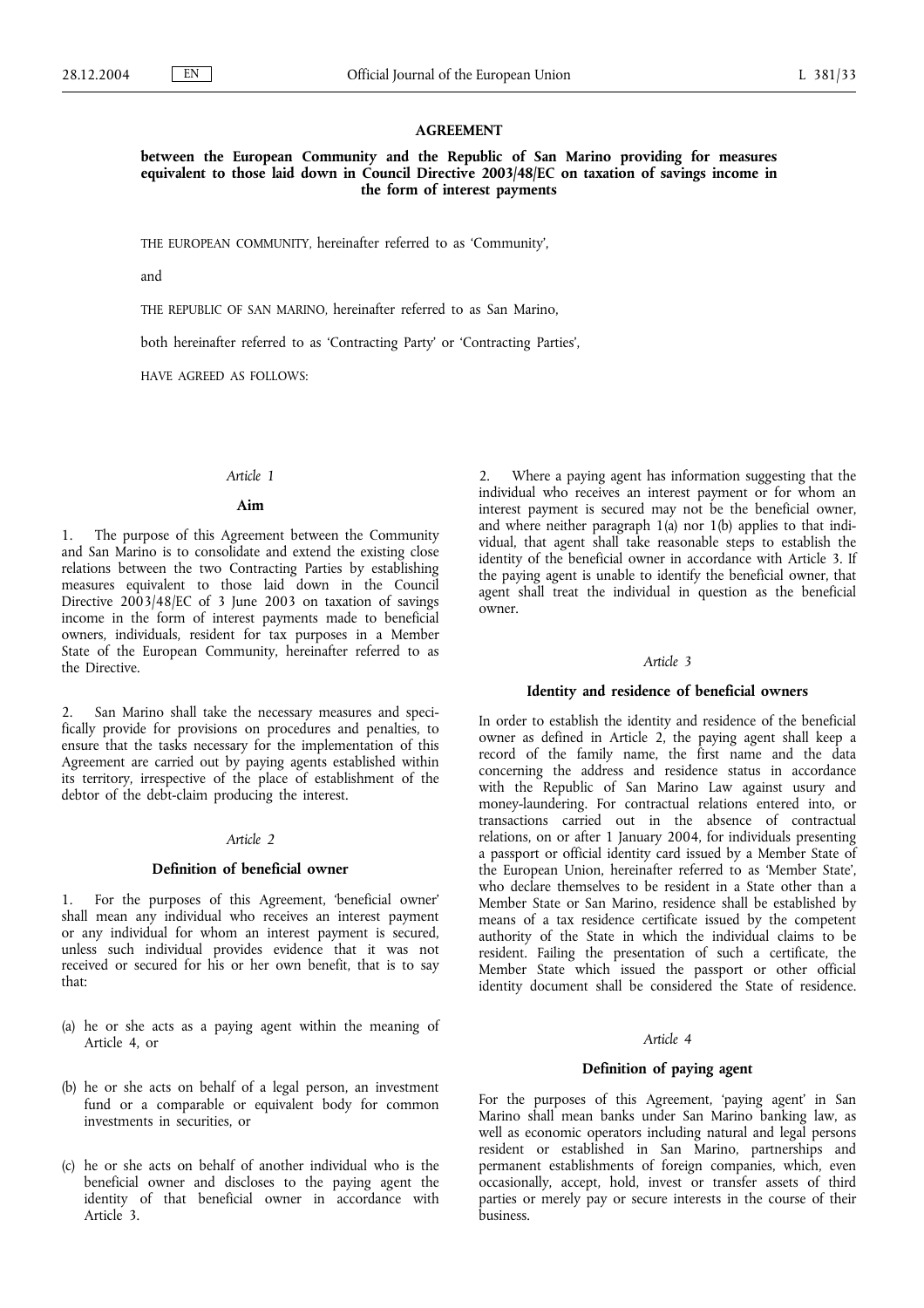# AGREEMENT

## between the European Community and the Republic of San Marino providing for measures equivalent to those laid down in Council Directive 2003/48/EC on taxation of savings income in the form of interest payments

THE EUROPEAN COMMUNITY, hereinafter referred to as 'Community',

and

THE REPUBLIC OF SAN MARINO, hereinafter referred to as San Marino,

both hereinafter referred to as 'Contracting Party' or 'Contracting Parties',

HAVE AGREED AS FOLLOWS:

*Article 1*

**Aim**

1. The purpose of this Agreement between the Community and San Marino is to consolidate and extend the existing close relations between the two Contracting Parties by establishing measures equivalent to those laid down in the Council Directive 2003/48/EC of 3 June 2003 on taxation of savings income in the form of interest payments made to beneficial owners, individuals, resident for tax purposes in a Member State of the European Community, hereinafter referred to as the Directive.

2. San Marino shall take the necessary measures and specifically provide for provisions on procedures and penalties, to ensure that the tasks necessary for the implementation of this Agreement are carried out by paying agents established within its territory, irrespective of the place of establishment of the debtor of the debt-claim producing the interest.

*Article 2*

**Definition of beneficial owner**

1. For the purposes of this Agreement, 'beneficial owner' shall mean any individual who receives an interest payment or any individual for whom an interest payment is secured, unless such individual provides evidence that it was not received or secured for his or her own benefit, that is to say that:

(a) he or she acts as a paying agent within the meaning of Article 4, or

(b) he or she acts on behalf of a legal person, an investment fund or a comparable or equivalent body for common investments in securities, or

(c) he or she acts on behalf of another individual who is the beneficial owner and discloses to the paying agent the identity of that beneficial owner in accordance with Article 3.

2. Where a paying agent has information suggesting that the individual who receives an interest payment or for whom an interest payment is secured may not be the beneficial owner, and where neither paragraph 1(a) nor 1(b) applies to that individual, that agent shall take reasonable steps to establish the identity of the beneficial owner in accordance with Article 3. If the paying agent is unable to identify the beneficial owner, that agent shall treat the individual in question as the beneficial owner.

*Article 3*

**Identity and residence of beneficial owners**

In order to establish the identity and residence of the beneficial owner as defined in Article 2, the paying agent shall keep a record of the family name, the first name and the data concerning the address and residence status in accordance with the Republic of San Marino Law against usury and money-laundering. For contractual relations entered into, or transactions carried out in the absence of contractual relations, on or after 1 January 2004, for individuals presenting a passport or official identity card issued by a Member State of the European Union, hereinafter referred to as 'Member State', who declare themselves to be resident in a State other than a Member State or San Marino, residence shall be established by means of a tax residence certificate issued by the competent authority of the State in which the individual claims to be resident. Failing the presentation of such a certificate, the Member State which issued the passport or other official identity document shall be considered the State of residence.

*Article 4*

**Definition of paying agent**

For the purposes of this Agreement, 'paying agent' in San Marino shall mean banks under San Marino banking law, as well as economic operators including natural and legal persons resident or established in San Marino, partnerships and permanent establishments of foreign companies, which, even occasionally, accept, hold, invest or transfer assets of third parties or merely pay or secure interests in the course of their business.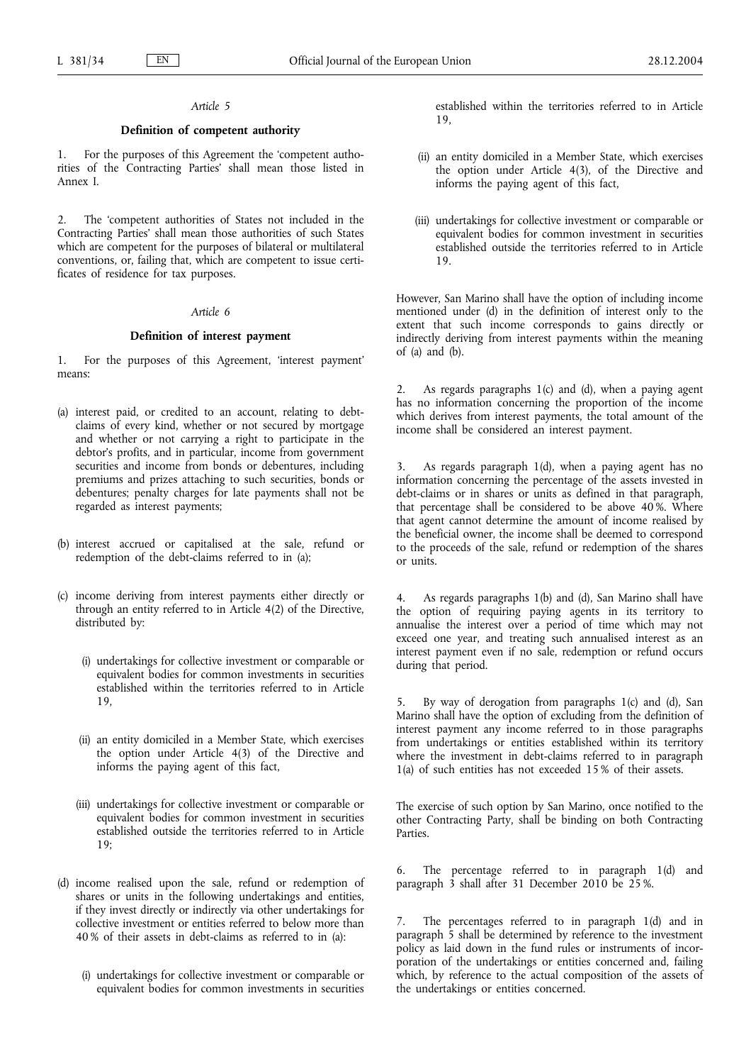*Article 5*

**Definition of competent authority**

1. For the purposes of this Agreement the 'competent authorities of the Contracting Parties' shall mean those listed in Annex I.

2. The 'competent authorities of States not included in the Contracting Parties' shall mean those authorities of such States which are competent for the purposes of bilateral or multilateral conventions, or, failing that, which are competent to issue certificates of residence for tax purposes.

*Article 6*

**Definition of interest payment**

1. For the purposes of this Agreement, 'interest payment' means:

(a) interest paid, or credited to an account, relating to debt-claims of every kind, whether or not secured by mortgage and whether or not carrying a right to participate in the debtor's profits, and in particular, income from government securities and income from bonds or debentures, including premiums and prizes attaching to such securities, bonds or debentures; penalty charges for late payments shall not be regarded as interest payments;

(b) interest accrued or capitalised at the sale, refund or redemption of the debt-claims referred to in (a);

(c) income deriving from interest payments either directly or through an entity referred to in Article 4(2) of the Directive, distributed by:

(i) undertakings for collective investment or comparable or equivalent bodies for common investments in securities established within the territories referred to in Article 19,

(ii) an entity domiciled in a Member State, which exercises the option under Article 4(3) of the Directive and informs the paying agent of this fact,

(iii) undertakings for collective investment or comparable or equivalent bodies for common investment in securities established outside the territories referred to in Article 19;

(d) income realised upon the sale, refund or redemption of shares or units in the following undertakings and entities, if they invest directly or indirectly via other undertakings for collective investment or entities referred to below more than 40 % of their assets in debt-claims as referred to in (a):

(i) undertakings for collective investment or comparable or equivalent bodies for common investments in securities established within the territories referred to in Article 19,

(ii) an entity domiciled in a Member State, which exercises the option under Article 4(3), of the Directive and informs the paying agent of this fact,

(iii) undertakings for collective investment or comparable or equivalent bodies for common investment in securities established outside the territories referred to in Article 19.

However, San Marino shall have the option of including income mentioned under (d) in the definition of interest only to the extent that such income corresponds to gains directly or indirectly deriving from interest payments within the meaning of (a) and (b).

2. As regards paragraphs 1(c) and (d), when a paying agent has no information concerning the proportion of the income which derives from interest payments, the total amount of the income shall be considered an interest payment.

3. As regards paragraph 1(d), when a paying agent has no information concerning the percentage of the assets invested in debt-claims or in shares or units as defined in that paragraph, that percentage shall be considered to be above 40 %. Where that agent cannot determine the amount of income realised by the beneficial owner, the income shall be deemed to correspond to the proceeds of the sale, refund or redemption of the shares or units.

4. As regards paragraphs 1(b) and (d), San Marino shall have the option of requiring paying agents in its territory to annualise the interest over a period of time which may not exceed one year, and treating such annualised interest as an interest payment even if no sale, redemption or refund occurs during that period.

5. By way of derogation from paragraphs 1(c) and (d), San Marino shall have the option of excluding from the definition of interest payment any income referred to in those paragraphs from undertakings or entities established within its territory where the investment in debt-claims referred to in paragraph 1(a) of such entities has not exceeded 15 % of their assets.

The exercise of such option by San Marino, once notified to the other Contracting Party, shall be binding on both Contracting Parties.

6. The percentage referred to in paragraph 1(d) and paragraph 3 shall after 31 December 2010 be 25 %.

7. The percentages referred to in paragraph 1(d) and in paragraph 5 shall be determined by reference to the investment policy as laid down in the fund rules or instruments of incorporation of the undertakings or entities concerned and, failing which, by reference to the actual composition of the assets of the undertakings or entities concerned.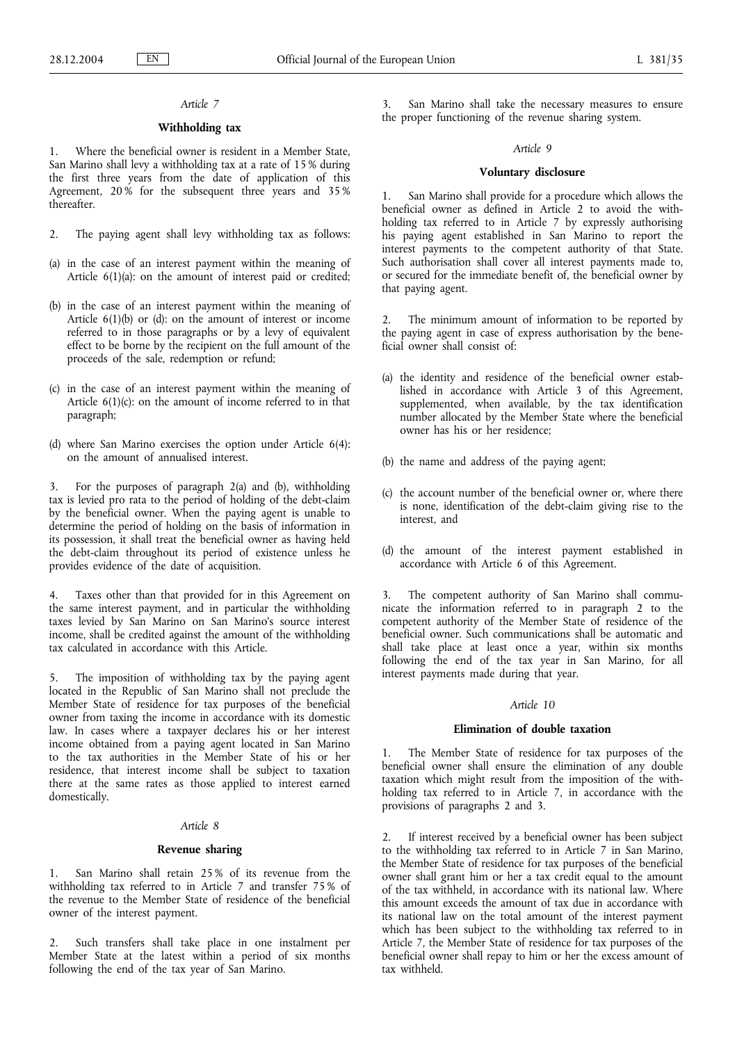*Article 7*

**Withholding tax**

1. Where the beneficial owner is resident in a Member State, San Marino shall levy a withholding tax at a rate of 15 % during the first three years from the date of application of this Agreement, 20 % for the subsequent three years and 35 % thereafter.

2. The paying agent shall levy withholding tax as follows:

(a) in the case of an interest payment within the meaning of Article 6(1)(a): on the amount of interest paid or credited;

(b) in the case of an interest payment within the meaning of Article 6(1)(b) or (d): on the amount of interest or income referred to in those paragraphs or by a levy of equivalent effect to be borne by the recipient on the full amount of the proceeds of the sale, redemption or refund;

(c) in the case of an interest payment within the meaning of Article 6(1)(c): on the amount of income referred to in that paragraph;

(d) where San Marino exercises the option under Article 6(4): on the amount of annualised interest.

3. For the purposes of paragraph 2(a) and (b), withholding tax is levied pro rata to the period of holding of the debt-claim by the beneficial owner. When the paying agent is unable to determine the period of holding on the basis of information in its possession, it shall treat the beneficial owner as having held the debt-claim throughout its period of existence unless he provides evidence of the date of acquisition.

4. Taxes other than that provided for in this Agreement on the same interest payment, and in particular the withholding taxes levied by San Marino on San Marino's source interest income, shall be credited against the amount of the withholding tax calculated in accordance with this Article.

5. The imposition of withholding tax by the paying agent located in the Republic of San Marino shall not preclude the Member State of residence for tax purposes of the beneficial owner from taxing the income in accordance with its domestic law. In cases where a taxpayer declares his or her interest income obtained from a paying agent located in San Marino to the tax authorities in the Member State of his or her residence, that interest income shall be subject to taxation there at the same rates as those applied to interest earned domestically.

*Article 8*

**Revenue sharing**

1. San Marino shall retain 25 % of its revenue from the withholding tax referred to in Article 7 and transfer 75 % of the revenue to the Member State of residence of the beneficial owner of the interest payment.

2. Such transfers shall take place in one instalment per Member State at the latest within a period of six months following the end of the tax year of San Marino.

3. San Marino shall take the necessary measures to ensure the proper functioning of the revenue sharing system.

*Article 9*

**Voluntary disclosure**

1. San Marino shall provide for a procedure which allows the beneficial owner as defined in Article 2 to avoid the withholding tax referred to in Article 7 by expressly authorising his paying agent established in San Marino to report the interest payments to the competent authority of that State. Such authorisation shall cover all interest payments made to, or secured for the immediate benefit of, the beneficial owner by that paying agent.

2. The minimum amount of information to be reported by the paying agent in case of express authorisation by the beneficial owner shall consist of:

(a) the identity and residence of the beneficial owner established in accordance with Article 3 of this Agreement, supplemented, when available, by the tax identification number allocated by the Member State where the beneficial owner has his or her residence;

(b) the name and address of the paying agent;

(c) the account number of the beneficial owner or, where there is none, identification of the debt-claim giving rise to the interest, and

(d) the amount of the interest payment established in accordance with Article 6 of this Agreement.

3. The competent authority of San Marino shall communicate the information referred to in paragraph 2 to the competent authority of the Member State of residence of the beneficial owner. Such communications shall be automatic and shall take place at least once a year, within six months following the end of the tax year in San Marino, for all interest payments made during that year.

*Article 10*

**Elimination of double taxation**

1. The Member State of residence for tax purposes of the beneficial owner shall ensure the elimination of any double taxation which might result from the imposition of the withholding tax referred to in Article 7, in accordance with the provisions of paragraphs 2 and 3.

2. If interest received by a beneficial owner has been subject to the withholding tax referred to in Article 7 in San Marino, the Member State of residence for tax purposes of the beneficial owner shall grant him or her a tax credit equal to the amount of the tax withheld, in accordance with its national law. Where this amount exceeds the amount of tax due in accordance with its national law on the total amount of the interest payment which has been subject to the withholding tax referred to in Article 7, the Member State of residence for tax purposes of the beneficial owner shall repay to him or her the excess amount of tax withheld.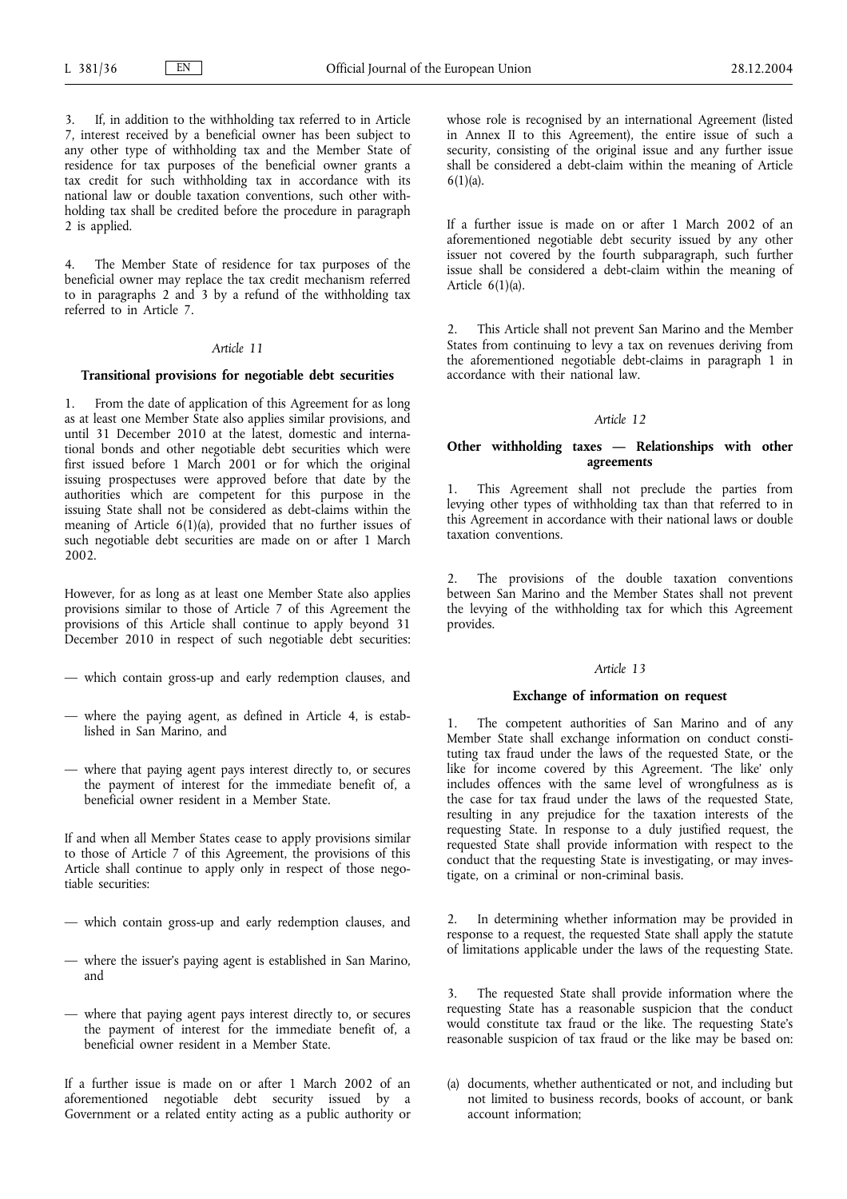3. If, in addition to the withholding tax referred to in Article 7, interest received by a beneficial owner has been subject to any other type of withholding tax and the Member State of residence for tax purposes of the beneficial owner grants a tax credit for such withholding tax in accordance with its national law or double taxation conventions, such other withholding tax shall be credited before the procedure in paragraph 2 is applied.

4. The Member State of residence for tax purposes of the beneficial owner may replace the tax credit mechanism referred to in paragraphs 2 and 3 by a refund of the withholding tax referred to in Article 7.

*Article 11*

**Transitional provisions for negotiable debt securities**

1. From the date of application of this Agreement for as long as at least one Member State also applies similar provisions, and until 31 December 2010 at the latest, domestic and international bonds and other negotiable debt securities which were first issued before 1 March 2001 or for which the original issuing prospectuses were approved before that date by the authorities which are competent for this purpose in the issuing State shall not be considered as debt-claims within the meaning of Article 6(1)(a), provided that no further issues of such negotiable debt securities are made on or after 1 March 2002.

However, for as long as at least one Member State also applies provisions similar to those of Article 7 of this Agreement the provisions of this Article shall continue to apply beyond 31 December 2010 in respect of such negotiable debt securities:

— which contain gross-up and early redemption clauses, and

— where the paying agent, as defined in Article 4, is established in San Marino, and

— where that paying agent pays interest directly to, or secures the payment of interest for the immediate benefit of, a beneficial owner resident in a Member State.

If and when all Member States cease to apply provisions similar to those of Article 7 of this Agreement, the provisions of this Article shall continue to apply only in respect of those negotiable securities:

— which contain gross-up and early redemption clauses, and

— where the issuer's paying agent is established in San Marino, and

— where that paying agent pays interest directly to, or secures the payment of interest for the immediate benefit of, a beneficial owner resident in a Member State.

If a further issue is made on or after 1 March 2002 of an aforementioned negotiable debt security issued by a Government or a related entity acting as a public authority or whose role is recognised by an international Agreement (listed in Annex II to this Agreement), the entire issue of such a security, consisting of the original issue and any further issue shall be considered a debt-claim within the meaning of Article 6(1)(a).

If a further issue is made on or after 1 March 2002 of an aforementioned negotiable debt security issued by any other issuer not covered by the fourth subparagraph, such further issue shall be considered a debt-claim within the meaning of Article 6(1)(a).

2. This Article shall not prevent San Marino and the Member States from continuing to levy a tax on revenues deriving from the aforementioned negotiable debt-claims in paragraph 1 in accordance with their national law.

*Article 12*

**Other withholding taxes — Relationships with other agreements**

1. This Agreement shall not preclude the parties from levying other types of withholding tax than that referred to in this Agreement in accordance with their national laws or double taxation conventions.

2. The provisions of the double taxation conventions between San Marino and the Member States shall not prevent the levying of the withholding tax for which this Agreement provides.

*Article 13*

**Exchange of information on request**

1. The competent authorities of San Marino and of any Member State shall exchange information on conduct constituting tax fraud under the laws of the requested State, or the like for income covered by this Agreement. 'The like' only includes offences with the same level of wrongfulness as is the case for tax fraud under the laws of the requested State, resulting in any prejudice for the taxation interests of the requesting State. In response to a duly justified request, the requested State shall provide information with respect to the conduct that the requesting State is investigating, or may investigate, on a criminal or non-criminal basis.

2. In determining whether information may be provided in response to a request, the requested State shall apply the statute of limitations applicable under the laws of the requesting State.

3. The requested State shall provide information where the requesting State has a reasonable suspicion that the conduct would constitute tax fraud or the like. The requesting State's reasonable suspicion of tax fraud or the like may be based on:

(a) documents, whether authenticated or not, and including but not limited to business records, books of account, or bank account information;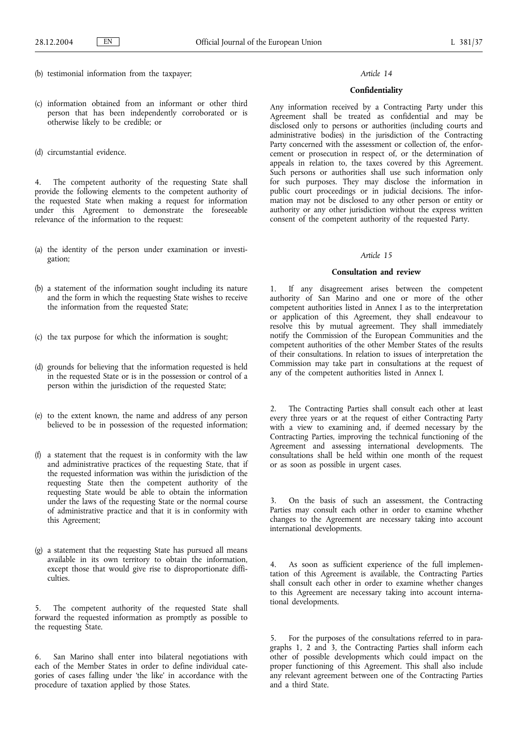(b) testimonial information from the taxpayer;

(c) information obtained from an informant or other third person that has been independently corroborated or is otherwise likely to be credible; or

(d) circumstantial evidence.

4. The competent authority of the requesting State shall provide the following elements to the competent authority of the requested State when making a request for information under this Agreement to demonstrate the foreseeable relevance of the information to the request:

(a) the identity of the person under examination or investigation;

(b) a statement of the information sought including its nature and the form in which the requesting State wishes to receive the information from the requested State;

(c) the tax purpose for which the information is sought;

(d) grounds for believing that the information requested is held in the requested State or is in the possession or control of a person within the jurisdiction of the requested State;

(e) to the extent known, the name and address of any person believed to be in possession of the requested information;

(f) a statement that the request is in conformity with the law and administrative practices of the requesting State, that if the requested information was within the jurisdiction of the requesting State then the competent authority of the requesting State would be able to obtain the information under the laws of the requesting State or the normal course of administrative practice and that it is in conformity with this Agreement;

(g) a statement that the requesting State has pursued all means available in its own territory to obtain the information, except those that would give rise to disproportionate difficulties.

5. The competent authority of the requested State shall forward the requested information as promptly as possible to the requesting State.

6. San Marino shall enter into bilateral negotiations with each of the Member States in order to define individual categories of cases falling under 'the like' in accordance with the procedure of taxation applied by those States.

*Article 14*

**Confidentiality**

Any information received by a Contracting Party under this Agreement shall be treated as confidential and may be disclosed only to persons or authorities (including courts and administrative bodies) in the jurisdiction of the Contracting Party concerned with the assessment or collection of, the enforcement or prosecution in respect of, or the determination of appeals in relation to, the taxes covered by this Agreement. Such persons or authorities shall use such information only for such purposes. They may disclose the information in public court proceedings or in judicial decisions. The information may not be disclosed to any other person or entity or authority or any other jurisdiction without the express written consent of the competent authority of the requested Party.

*Article 15*

**Consultation and review**

1. If any disagreement arises between the competent authority of San Marino and one or more of the other competent authorities listed in Annex I as to the interpretation or application of this Agreement, they shall endeavour to resolve this by mutual agreement. They shall immediately notify the Commission of the European Communities and the competent authorities of the other Member States of the results of their consultations. In relation to issues of interpretation the Commission may take part in consultations at the request of any of the competent authorities listed in Annex I.

2. The Contracting Parties shall consult each other at least every three years or at the request of either Contracting Party with a view to examining and, if deemed necessary by the Contracting Parties, improving the technical functioning of the Agreement and assessing international developments. The consultations shall be held within one month of the request or as soon as possible in urgent cases.

3. On the basis of such an assessment, the Contracting Parties may consult each other in order to examine whether changes to the Agreement are necessary taking into account international developments.

4. As soon as sufficient experience of the full implementation of this Agreement is available, the Contracting Parties shall consult each other in order to examine whether changes to this Agreement are necessary taking into account international developments.

5. For the purposes of the consultations referred to in paragraphs 1, 2 and 3, the Contracting Parties shall inform each other of possible developments which could impact on the proper functioning of this Agreement. This shall also include any relevant agreement between one of the Contracting Parties and a third State.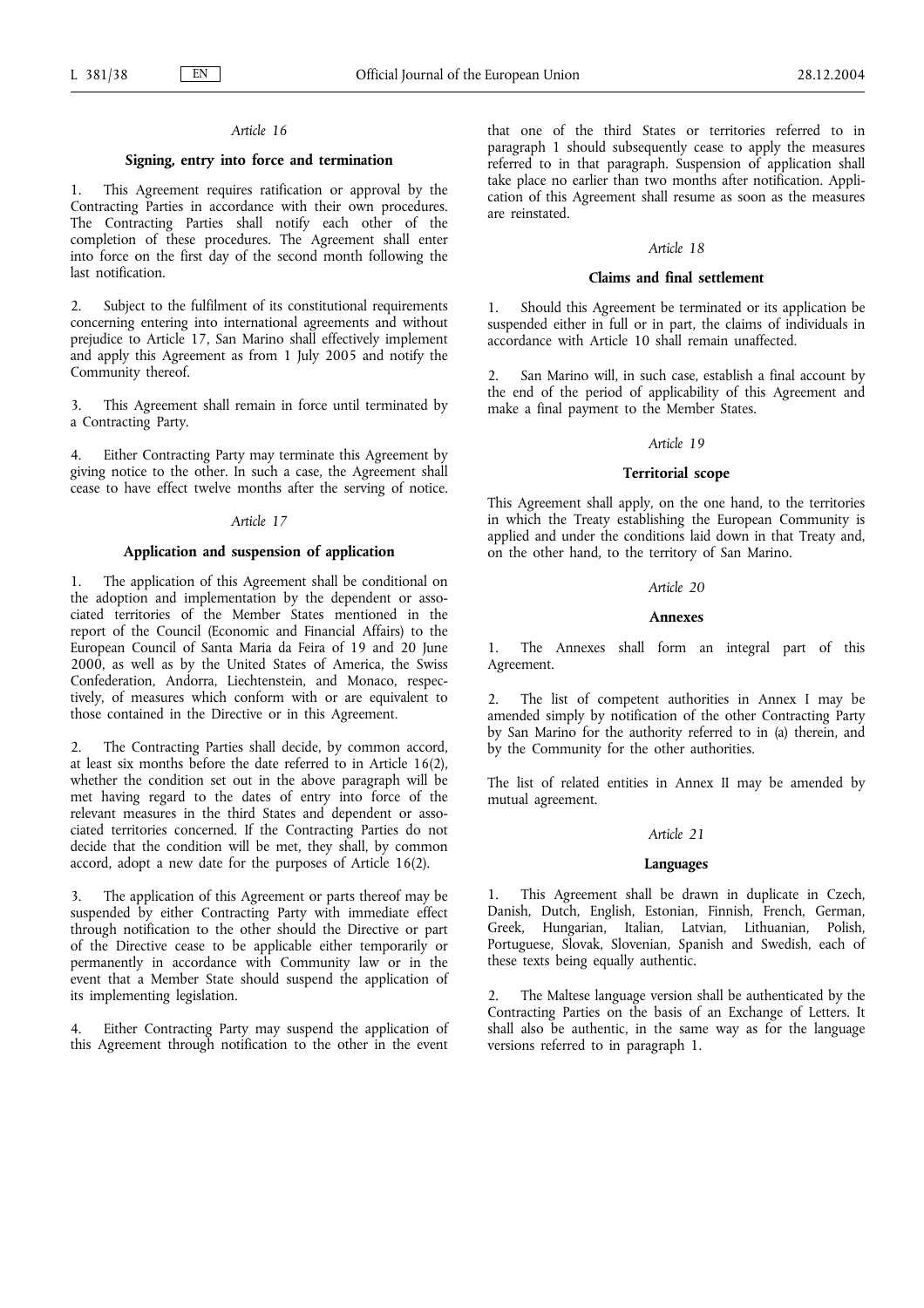*Article 16*

**Signing, entry into force and termination**

1. This Agreement requires ratification or approval by the Contracting Parties in accordance with their own procedures. The Contracting Parties shall notify each other of the completion of these procedures. The Agreement shall enter into force on the first day of the second month following the last notification.

2. Subject to the fulfilment of its constitutional requirements concerning entering into international agreements and without prejudice to Article 17, San Marino shall effectively implement and apply this Agreement as from 1 July 2005 and notify the Community thereof.

3. This Agreement shall remain in force until terminated by a Contracting Party.

4. Either Contracting Party may terminate this Agreement by giving notice to the other. In such a case, the Agreement shall cease to have effect twelve months after the serving of notice.

*Article 17*

**Application and suspension of application**

1. The application of this Agreement shall be conditional on the adoption and implementation by the dependent or associated territories of the Member States mentioned in the report of the Council (Economic and Financial Affairs) to the European Council of Santa Maria da Feira of 19 and 20 June 2000, as well as by the United States of America, the Swiss Confederation, Andorra, Liechtenstein, and Monaco, respectively, of measures which conform with or are equivalent to those contained in the Directive or in this Agreement.

2. The Contracting Parties shall decide, by common accord, at least six months before the date referred to in Article 16(2), whether the condition set out in the above paragraph will be met having regard to the dates of entry into force of the relevant measures in the third States and dependent or associated territories concerned. If the Contracting Parties do not decide that the condition will be met, they shall, by common accord, adopt a new date for the purposes of Article 16(2).

3. The application of this Agreement or parts thereof may be suspended by either Contracting Party with immediate effect through notification to the other should the Directive or part of the Directive cease to be applicable either temporarily or permanently in accordance with Community law or in the event that a Member State should suspend the application of its implementing legislation.

4. Either Contracting Party may suspend the application of this Agreement through notification to the other in the event that one of the third States or territories referred to in paragraph 1 should subsequently cease to apply the measures referred to in that paragraph. Suspension of application shall take place no earlier than two months after notification. Application of this Agreement shall resume as soon as the measures are reinstated.

*Article 18*

**Claims and final settlement**

1. Should this Agreement be terminated or its application be suspended either in full or in part, the claims of individuals in accordance with Article 10 shall remain unaffected.

2. San Marino will, in such case, establish a final account by the end of the period of applicability of this Agreement and make a final payment to the Member States.

*Article 19*

**Territorial scope**

This Agreement shall apply, on the one hand, to the territories in which the Treaty establishing the European Community is applied and under the conditions laid down in that Treaty and, on the other hand, to the territory of San Marino.

*Article 20*

**Annexes**

1. The Annexes shall form an integral part of this Agreement.

2. The list of competent authorities in Annex I may be amended simply by notification of the other Contracting Party by San Marino for the authority referred to in (a) therein, and by the Community for the other authorities.

The list of related entities in Annex II may be amended by mutual agreement.

*Article 21*

**Languages**

1. This Agreement shall be drawn in duplicate in Czech, Danish, Dutch, English, Estonian, Finnish, French, German, Greek, Hungarian, Italian, Latvian, Lithuanian, Polish, Portuguese, Slovak, Slovenian, Spanish and Swedish, each of these texts being equally authentic.

2. The Maltese language version shall be authenticated by the Contracting Parties on the basis of an Exchange of Letters. It shall also be authentic, in the same way as for the language versions referred to in paragraph 1.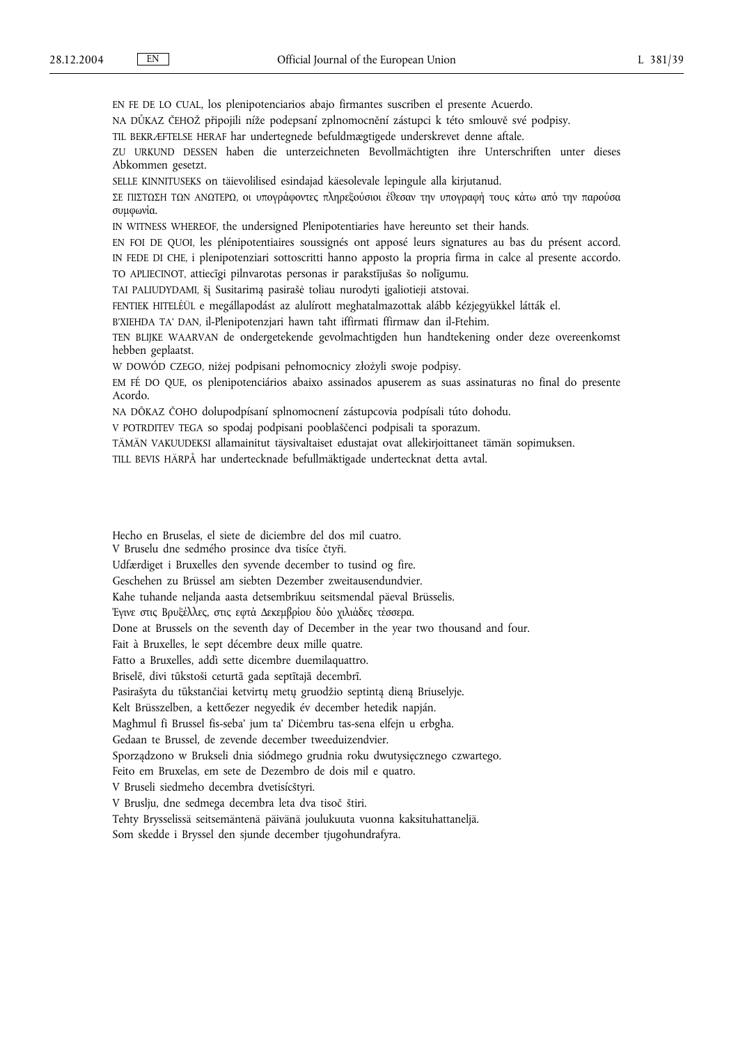EN FE DE LO CUAL, los plenipotenciarios abajo firmantes suscriben el presente Acuerdo.

NA DŮKAZ ČEHOŽ připojili níže podepsaní zplnomocnění zástupci k této smlouvě své podpisy.

TIL BEKRÆFTELSE HERAF har undertegnede befuldmægtigede underskrevet denne aftale.

ZU URKUND DESSEN haben die unterzeichneten Bevollmächtigten ihre Unterschriften unter dieses Abkommen gesetzt.

SELLE KINNITUSEKS on täievolilised esindajad käesolevale lepingule alla kirjutanud.

ΣΕ ΠΙΣΤΩΣΗ ΤΩΝ ΑΝΩΤΕΡΩ, οι υπογράφοντες πληρεξούσιοι έθεσαν την υπογραφή τους κάτω από την παρούσα συμφωνία.

IN WITNESS WHEREOF, the undersigned Plenipotentiaries have hereunto set their hands.

EN FOI DE QUOI, les plénipotentiaires soussignés ont apposé leurs signatures au bas du présent accord.

IN FEDE DI CHE, i plenipotenziari sottoscritti hanno apposto la propria firma in calce al presente accordo.

TO APLIECINOT, attiecīgi pilnvarotas personas ir parakstījušas šo nolīgumu.

TAI PALIUDYDAMI, šį Susitarimą pasirašė toliau nurodyti įgaliotieji atstovai.

FENTIEK HITELÉÜL e megállapodást az alulírott meghatalmazottak alább kézjegyükkel látták el.

B'XIEHDA TA' DAN, il-Plenipotenzjari hawn taht iffirmati ffirmaw dan il-Ftehim.

TEN BLIJKE WAARVAN de ondergetekende gevolmachtigden hun handtekening onder deze overeenkomst hebben geplaatst.

W DOWÓD CZEGO, niżej podpisani pełnomocnicy złożyli swoje podpisy.

EM FÉ DO QUE, os plenipotenciários abaixo assinados apuseram as suas assinaturas no final do presente Acordo.

NA DÔKAZ ČOHO dolupodpísaní splnomocnení zástupcovia podpísali túto dohodu.

V POTRDITEV TEGA so spodaj podpisani pooblaščenci podpisali ta sporazum.

TÄMÄN VAKUUDEKSI allamainitut täysivaltaiset edustajat ovat allekirjoittaneet tämän sopimuksen.

TILL BEVIS HÄRPÅ har undertecknade befullmäktigade undertecknat detta avtal.

Hecho en Bruselas, el siete de diciembre del dos mil cuatro.

V Bruselu dne sedmého prosince dva tisíce čtyři.

Udfærdiget i Bruxelles den syvende december to tusind og fire.

Geschehen zu Brüssel am siebten Dezember zweitausendundvier.

Kahe tuhande neljanda aasta detsembrikuu seitsmendal päeval Brüsselis.

Έγινε στις Βρυξέλλες, στις εφτά Δεκεμβρίου δύο χιλιάδες τέσσερα.

Done at Brussels on the seventh day of December in the year two thousand and four.

Fait à Bruxelles, le sept décembre deux mille quatre.

Fatto a Bruxelles, addì sette dicembre duemilaquattro.

Briselē, divi tūkstoši ceturtā gada septītajā decembrī.

Pasirašyta du tūkstančiai ketvirtų metų gruodžio septintą dieną Briuselyje.

Kelt Brüsszelben, a kettőezer negyedik év december hetedik napján.

Magħmul fi Brussel fis-seba' jum ta' Diċembru tas-sena elfejn u erbgħa.

Gedaan te Brussel, de zevende december tweeduizendvier.

Sporządzono w Brukseli dnia siódmego grudnia roku dwutysięcznego czwartego.

Feito em Bruxelas, em sete de Dezembro de dois mil e quatro.

V Bruseli siedmeho decembra dvetisícštyri.

V Bruslju, dne sedmega decembra leta dva tisoč štiri.

Tehty Brysselissä seitsemäntenä päivänä joulukuuta vuonna kaksituhattaneljä.

Som skedde i Bryssel den sjunde december tjugohundrafyra.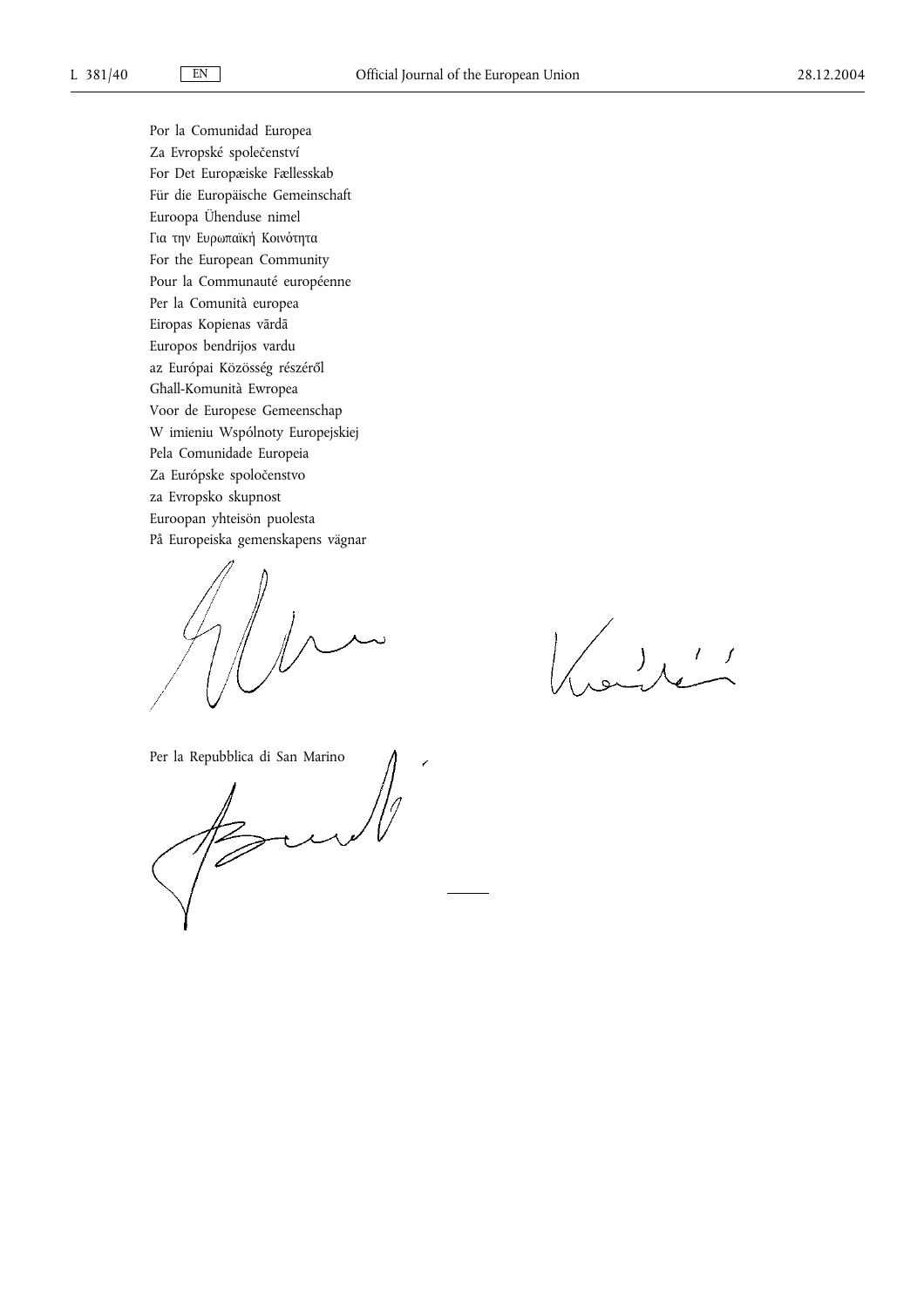Por la Comunidad Europea
Za Evropské společenství
For Det Europæiske Fællesskab
Für die Europäische Gemeinschaft
Euroopa Ühenduse nimel
Για την Ευρωπαϊκή Κοινότητα
For the European Community
Pour la Communauté européenne
Per la Comunità europea
Eiropas Kopienas vārdā
Europos bendrijos vardu
az Európai Közösség részéről
Għall-Komunità Ewropea
Voor de Europese Gemeenschap
W imieniu Wspólnoty Europejskiej
Pela Comunidade Europeia
Za Európske spoločenstvo
za Evropsko skupnost
Euroopan yhteisön puolesta
På Europeiska gemenskapens vägnar

Per la Repubblica di San Marino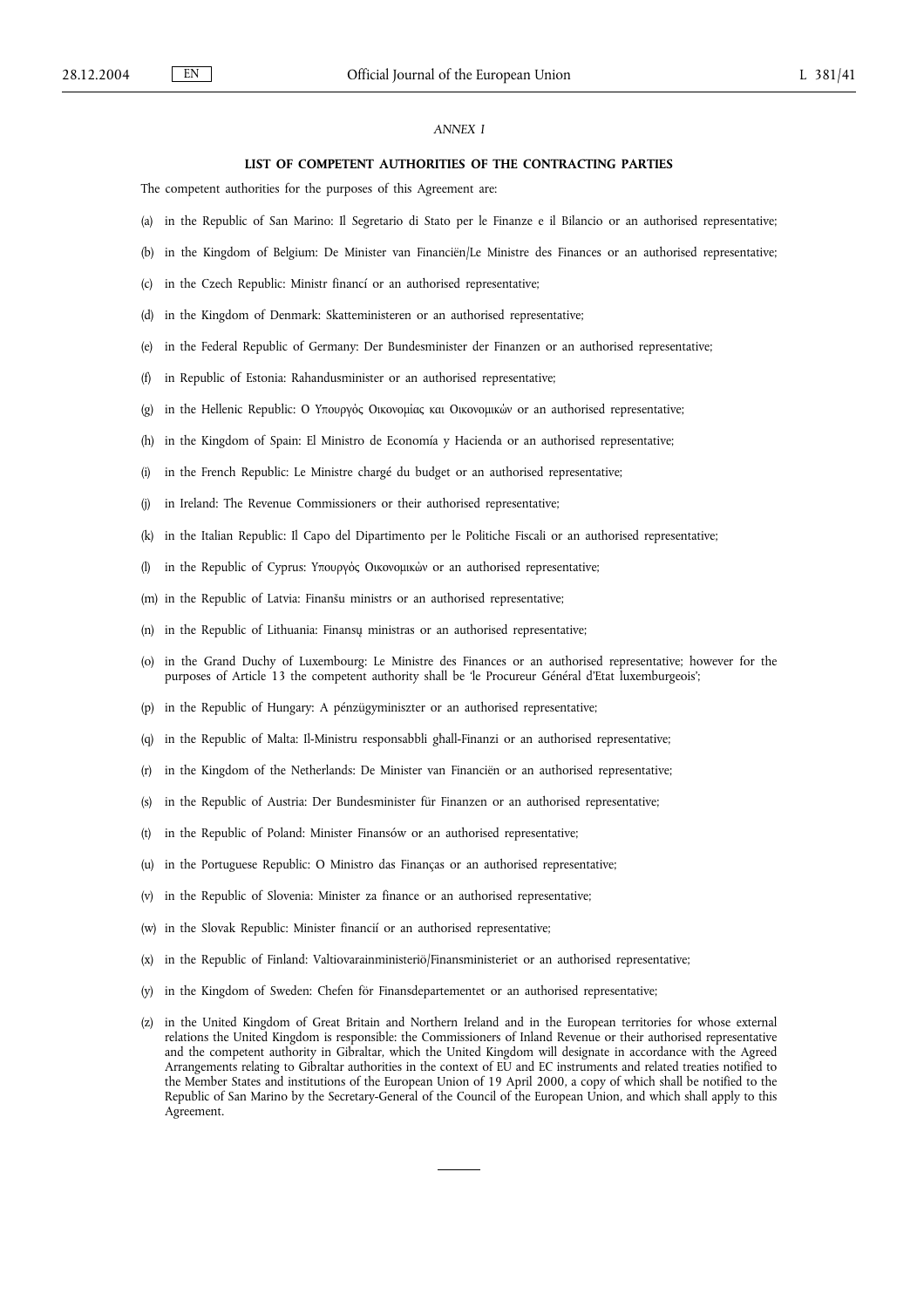*ANNEX I*

**LIST OF COMPETENT AUTHORITIES OF THE CONTRACTING PARTIES**

The competent authorities for the purposes of this Agreement are:

(a) in the Republic of San Marino: Il Segretario di Stato per le Finanze e il Bilancio or an authorised representative;

(b) in the Kingdom of Belgium: De Minister van Financiën/Le Ministre des Finances or an authorised representative;

(c) in the Czech Republic: Ministr financí or an authorised representative;

(d) in the Kingdom of Denmark: Skatteministeren or an authorised representative;

(e) in the Federal Republic of Germany: Der Bundesminister der Finanzen or an authorised representative;

(f) in Republic of Estonia: Rahandusminister or an authorised representative;

(g) in the Hellenic Republic: Ο Υπουργός Οικονομίας και Οικονομικών or an authorised representative;

(h) in the Kingdom of Spain: El Ministro de Economía y Hacienda or an authorised representative;

(i) in the French Republic: Le Ministre chargé du budget or an authorised representative;

(j) in Ireland: The Revenue Commissioners or their authorised representative;

(k) in the Italian Republic: Il Capo del Dipartimento per le Politiche Fiscali or an authorised representative;

(l) in the Republic of Cyprus: Υπουργός Οικονομικών or an authorised representative;

(m) in the Republic of Latvia: Finanšu ministrs or an authorised representative;

(n) in the Republic of Lithuania: Finansų ministras or an authorised representative;

(o) in the Grand Duchy of Luxembourg: Le Ministre des Finances or an authorised representative; however for the purposes of Article 13 the competent authority shall be 'le Procureur Général d'Etat luxemburgeois';

(p) in the Republic of Hungary: A pénzügyminiszter or an authorised representative;

(q) in the Republic of Malta: Il-Ministru responsabbli ghall-Finanzi or an authorised representative;

(r) in the Kingdom of the Netherlands: De Minister van Financiën or an authorised representative;

(s) in the Republic of Austria: Der Bundesminister für Finanzen or an authorised representative;

(t) in the Republic of Poland: Minister Finansów or an authorised representative;

(u) in the Portuguese Republic: O Ministro das Finanças or an authorised representative;

(v) in the Republic of Slovenia: Minister za finance or an authorised representative;

(w) in the Slovak Republic: Minister financií or an authorised representative;

(x) in the Republic of Finland: Valtiovarainministeriö/Finansministeriet or an authorised representative;

(y) in the Kingdom of Sweden: Chefen för Finansdepartementet or an authorised representative;

(z) in the United Kingdom of Great Britain and Northern Ireland and in the European territories for whose external relations the United Kingdom is responsible: the Commissioners of Inland Revenue or their authorised representative and the competent authority in Gibraltar, which the United Kingdom will designate in accordance with the Agreed Arrangements relating to Gibraltar authorities in the context of EU and EC instruments and related treaties notified to the Member States and institutions of the European Union of 19 April 2000, a copy of which shall be notified to the Republic of San Marino by the Secretary-General of the Council of the European Union, and which shall apply to this Agreement.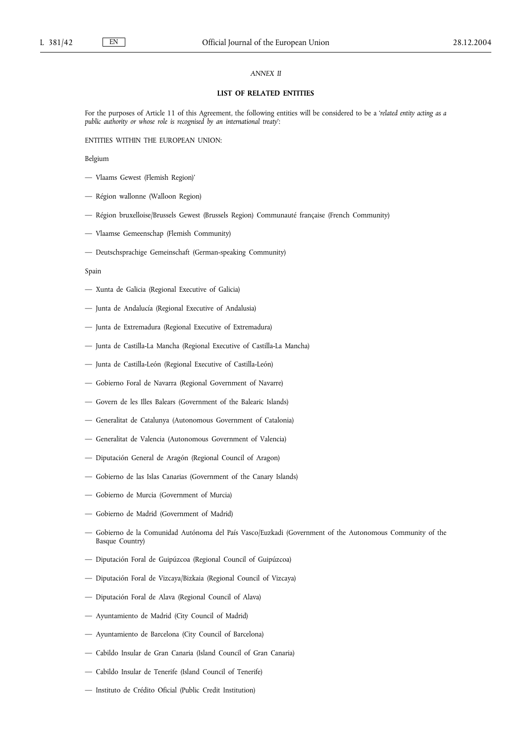*ANNEX II*

**LIST OF RELATED ENTITIES**

For the purposes of Article 11 of this Agreement, the following entities will be considered to be a '*related entity acting as a public authority or whose role is recognised by an international treaty*':

ENTITIES WITHIN THE EUROPEAN UNION:

Belgium

— Vlaams Gewest (Flemish Region)'

— Région wallonne (Walloon Region)

— Région bruxelloise/Brussels Gewest (Brussels Region) Communauté française (French Community)

— Vlaamse Gemeenschap (Flemish Community)

— Deutschsprachige Gemeinschaft (German-speaking Community)

Spain

— Xunta de Galicia (Regional Executive of Galicia)

— Junta de Andalucía (Regional Executive of Andalusia)

— Junta de Extremadura (Regional Executive of Extremadura)

— Junta de Castilla-La Mancha (Regional Executive of Castilla-La Mancha)

— Junta de Castilla-León (Regional Executive of Castilla-León)

— Gobierno Foral de Navarra (Regional Government of Navarre)

— Govern de les Illes Balears (Government of the Balearic Islands)

— Generalitat de Catalunya (Autonomous Government of Catalonia)

— Generalitat de Valencia (Autonomous Government of Valencia)

— Diputación General de Aragón (Regional Council of Aragon)

— Gobierno de las Islas Canarias (Government of the Canary Islands)

— Gobierno de Murcia (Government of Murcia)

— Gobierno de Madrid (Government of Madrid)

— Gobierno de la Comunidad Autónoma del País Vasco/Euzkadi (Government of the Autonomous Community of the Basque Country)

— Diputación Foral de Guipúzcoa (Regional Council of Guipúzcoa)

— Diputación Foral de Vizcaya/Bizkaia (Regional Council of Vizcaya)

— Diputación Foral de Alava (Regional Council of Alava)

— Ayuntamiento de Madrid (City Council of Madrid)

— Ayuntamiento de Barcelona (City Council of Barcelona)

— Cabildo Insular de Gran Canaria (Island Council of Gran Canaria)

— Cabildo Insular de Tenerife (Island Council of Tenerife)

— Instituto de Crédito Oficial (Public Credit Institution)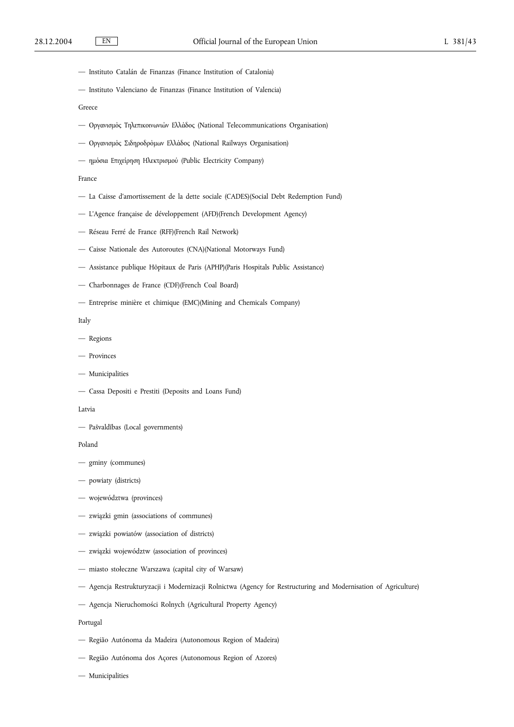— Instituto Catalán de Finanzas (Finance Institution of Catalonia)

— Instituto Valenciano de Finanzas (Finance Institution of Valencia)

Greece

— Οργανισμός Τηλεπικοινωνιών Ελλάδος (National Telecommunications Organisation)

— Οργανισμός Σιδηροδρόμων Ελλάδος (National Railways Organisation)

— ημόσια Επιχείρηση Ηλεκτρισμού (Public Electricity Company)

France

— La Caisse d'amortissement de la dette sociale (CADES)(Social Debt Redemption Fund)

— L'Agence française de développement (AFD)(French Development Agency)

— Réseau Ferré de France (RFF)(French Rail Network)

— Caisse Nationale des Autoroutes (CNA)(National Motorways Fund)

— Assistance publique Hôpitaux de Paris (APHP)(Paris Hospitals Public Assistance)

— Charbonnages de France (CDF)(French Coal Board)

— Entreprise minière et chimique (EMC)(Mining and Chemicals Company)

Italy

— Regions

— Provinces

— Municipalities

— Cassa Depositi e Prestiti (Deposits and Loans Fund)

Latvia

— Pašvaldības (Local governments)

Poland

— gminy (communes)

— powiaty (districts)

— województwa (provinces)

— związki gmin (associations of communes)

— związki powiatów (association of districts)

— związki województw (association of provinces)

— miasto stołeczne Warszawa (capital city of Warsaw)

— Agencja Restrukturyzacji i Modernizacji Rolnictwa (Agency for Restructuring and Modernisation of Agriculture)

— Agencja Nieruchomości Rolnych (Agricultural Property Agency)

Portugal

— Região Autónoma da Madeira (Autonomous Region of Madeira)

— Região Autónoma dos Açores (Autonomous Region of Azores)

— Municipalities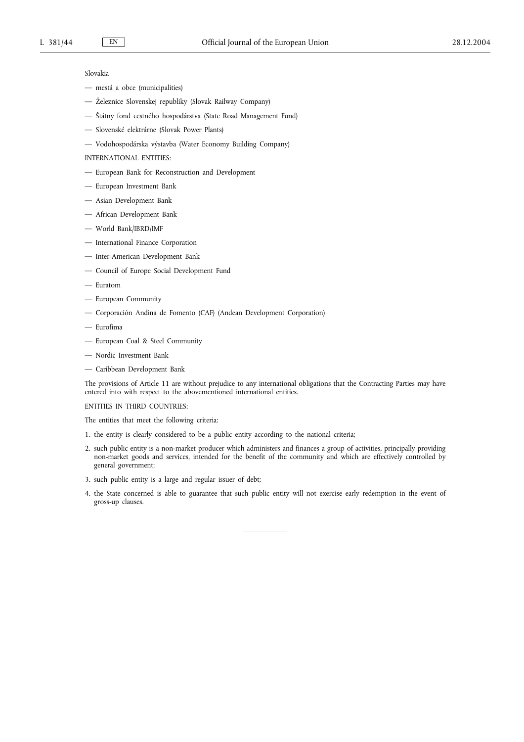Slovakia

— mestá a obce (municipalities)

— Železnice Slovenskej republiky (Slovak Railway Company)

— Štátny fond cestného hospodárstva (State Road Management Fund)

— Slovenské elektrárne (Slovak Power Plants)

— Vodohospodárska výstavba (Water Economy Building Company)

INTERNATIONAL ENTITIES:

— European Bank for Reconstruction and Development

— European Investment Bank

— Asian Development Bank

— African Development Bank

— World Bank/IBRD/IMF

— International Finance Corporation

— Inter-American Development Bank

— Council of Europe Social Development Fund

— Euratom

— European Community

— Corporación Andina de Fomento (CAF) (Andean Development Corporation)

— Eurofima

— European Coal & Steel Community

— Nordic Investment Bank

— Caribbean Development Bank

The provisions of Article 11 are without prejudice to any international obligations that the Contracting Parties may have entered into with respect to the abovementioned international entities.

ENTITIES IN THIRD COUNTRIES:

The entities that meet the following criteria:

1. the entity is clearly considered to be a public entity according to the national criteria;
2. such public entity is a non-market producer which administers and finances a group of activities, principally providing non-market goods and services, intended for the benefit of the community and which are effectively controlled by general government;
3. such public entity is a large and regular issuer of debt;
4. the State concerned is able to guarantee that such public entity will not exercise early redemption in the event of gross-up clauses.